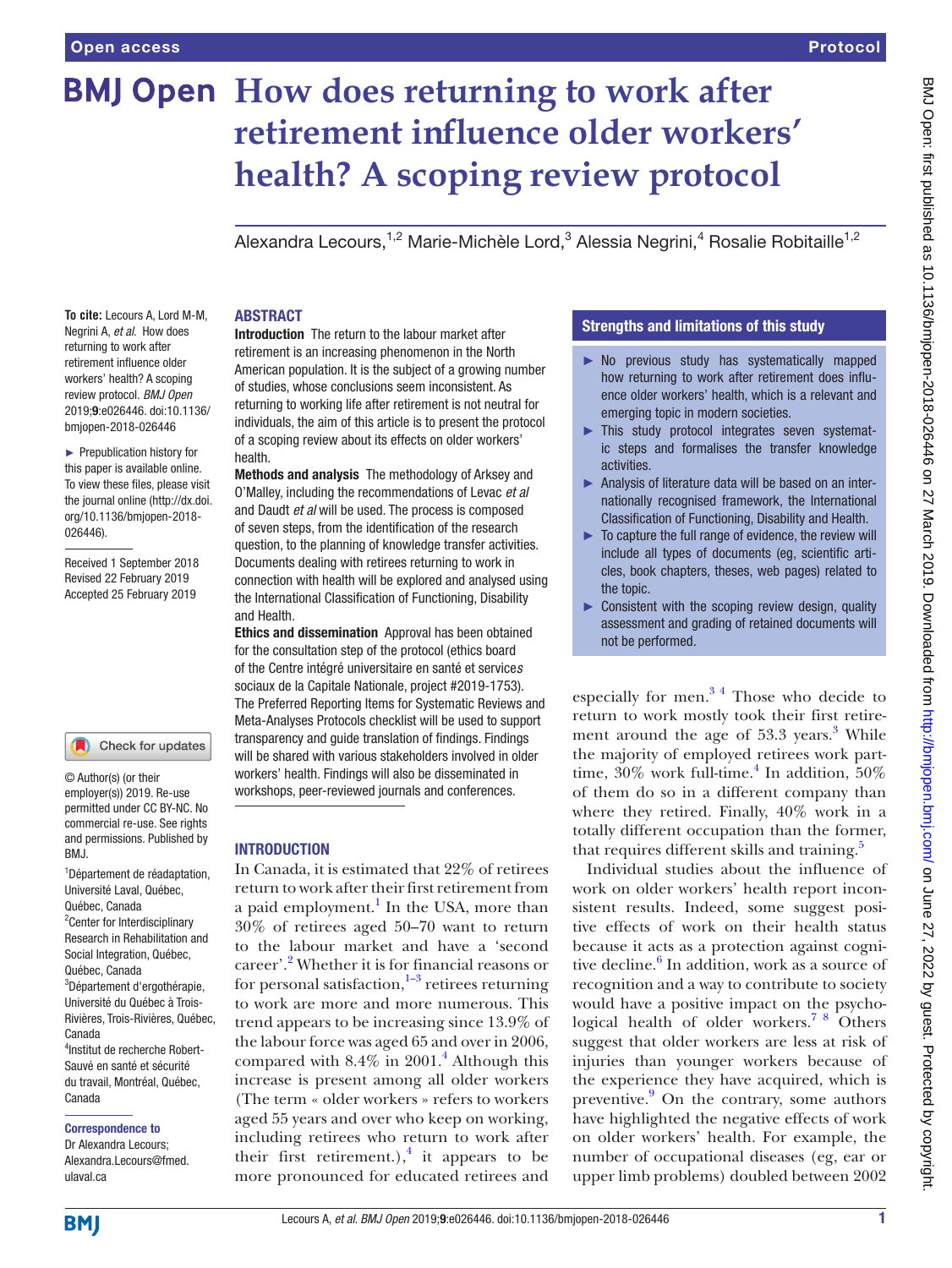# How does returning to work after retirement influence older workers' health? A scoping review protocol

Alexandra Lecours,[1,2] Marie-Michèle Lord,[3] Alessia Negrini,[4] Rosalie Robitaille[1,2]

**To cite:** Lecours A, Lord M-M, Negrini A, *et al*. How does returning to work after retirement influence older workers' health? A scoping review protocol. *BMJ Open* 2019;**9**:e026446. doi:10.1136/bmjopen-2018-026446

► Prepublication history for this paper is available online. To view these files, please visit the journal online (http://dx.doi.org/10.1136/bmjopen-2018-026446).

Received 1 September 2018
Revised 22 February 2019
Accepted 25 February 2019

© Author(s) (or their employer(s)) 2019. Re-use permitted under CC BY-NC. No commercial re-use. See rights and permissions. Published by BMJ.

[1]Département de réadaptation, Université Laval, Québec, Québec, Canada
[2]Center for Interdisciplinary Research in Rehabilitation and Social Integration, Québec, Québec, Canada
[3]Département d'ergothérapie, Université du Québec à Trois-Rivières, Trois-Rivières, Québec, Canada
[4]Institut de recherche Robert-Sauvé en santé et sécurité du travail, Montréal, Québec, Canada

**Correspondence to**
Dr Alexandra Lecours;
Alexandra.Lecours@fmed.ulaval.ca

## ABSTRACT

**Introduction** The return to the labour market after retirement is an increasing phenomenon in the North American population. It is the subject of a growing number of studies, whose conclusions seem inconsistent. As returning to working life after retirement is not neutral for individuals, the aim of this article is to present the protocol of a scoping review about its effects on older workers' health.

**Methods and analysis** The methodology of Arksey and O'Malley, including the recommendations of Levac *et al* and Daudt *et al* will be used. The process is composed of seven steps, from the identification of the research question, to the planning of knowledge transfer activities. Documents dealing with retirees returning to work in connection with health will be explored and analysed using the International Classification of Functioning, Disability and Health.

**Ethics and dissemination** Approval has been obtained for the consultation step of the protocol (ethics board of the Centre intégré universitaire en santé et services sociaux de la Capitale Nationale, project #2019-1753). The Preferred Reporting Items for Systematic Reviews and Meta-Analyses Protocols checklist will be used to support transparency and guide translation of findings. Findings will be shared with various stakeholders involved in older workers' health. Findings will also be disseminated in workshops, peer-reviewed journals and conferences.

### Strengths and limitations of this study

- No previous study has systematically mapped how returning to work after retirement does influence older workers' health, which is a relevant and emerging topic in modern societies.
- This study protocol integrates seven systematic steps and formalises the transfer knowledge activities.
- Analysis of literature data will be based on an internationally recognised framework, the International Classification of Functioning, Disability and Health.
- To capture the full range of evidence, the review will include all types of documents (eg, scientific articles, book chapters, theses, web pages) related to the topic.
- Consistent with the scoping review design, quality assessment and grading of retained documents will not be performed.

## INTRODUCTION

In Canada, it is estimated that 22% of retirees return to work after their first retirement from a paid employment.[1] In the USA, more than 30% of retirees aged 50–70 want to return to the labour market and have a 'second career'.[2] Whether it is for financial reasons or for personal satisfaction,[1–3] retirees returning to work appears to be more and more numerous. This trend appears to be increasing since 13.9% of the labour force was aged 65 and over in 2006, compared with 8.4% in 2001.[4] Although this increase is present among all older workers (The term « older workers » refers to workers aged 55 years and over who keep on working, including retirees who return to work after their first retirement.),[4] it appears to be more pronounced for educated retirees and especially for men.[3 4] Those who decide to return to work mostly took their first retirement around the age of 53.3 years.[3] While the majority of employed retirees work part-time, 30% work full-time.[4] In addition, 50% of them do so in a different company than where they retired. Finally, 40% work in a totally different occupation than the former, that requires different skills and training.[5]

Individual studies about the influence of work on older workers' health report inconsistent results. Indeed, some suggest positive effects of work on their health status because it acts as a protection against cognitive decline.[6] In addition, work as a source of recognition and a way to contribute to society would have a positive impact on the psychological health of older workers.[7 8] Others suggest that older workers are less at risk of injuries than younger workers because of the experience they have acquired, which is preventive.[9] On the contrary, some authors have highlighted the negative effects of work on older workers' health. For example, the number of occupational diseases (eg, ear or upper limb problems) doubled between 2002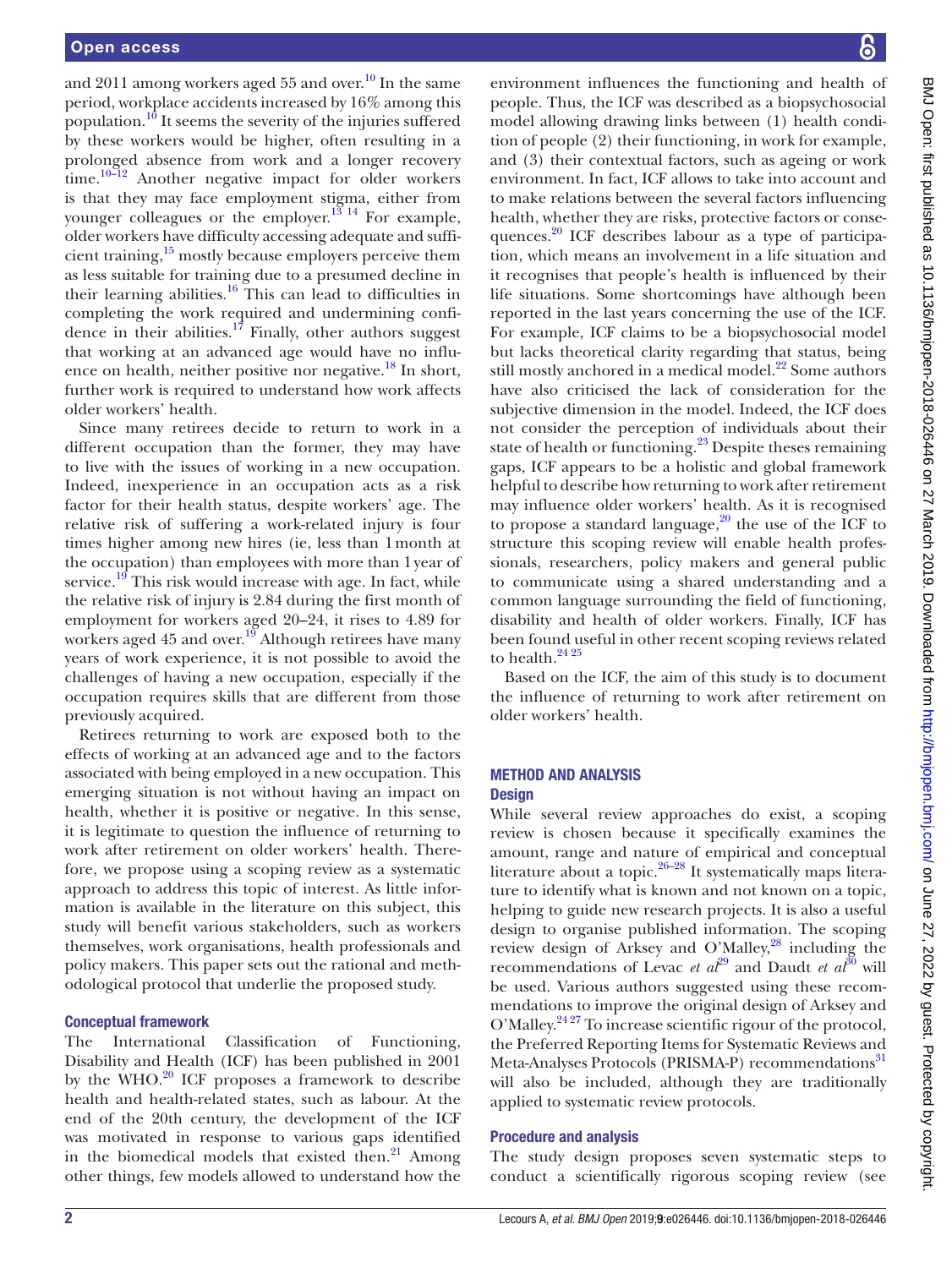and 2011 among workers aged 55 and over.[10] In the same period, workplace accidents increased by 16% among this population.[10] It seems the severity of the injuries suffered by these workers would be higher, often resulting in a prolonged absence from work and a longer recovery time.[10–12] Another negative impact for older workers is that they may face employment stigma, either from younger colleagues or the employer.[13 14] For example, older workers have difficulty accessing adequate and sufficient training,[15] mostly because employers perceive them as less suitable for training due to a presumed decline in their learning abilities.[16] This can lead to difficulties in completing the work required and undermining confidence in their abilities.[17] Finally, other authors suggest that working at an advanced age would have no influence on health, neither positive nor negative.[18] In short, further work is required to understand how work affects older workers' health.

Since many retirees decide to return to work in a different occupation than the former, they may have to live with the issues of working in a new occupation. Indeed, inexperience in an occupation acts as a risk factor for their health status, despite workers' age. The relative risk of suffering a work-related injury is four times higher among new hires (ie, less than 1 month at the occupation) than employees with more than 1 year of service.[19] This risk would increase with age. In fact, while the relative risk of injury is 2.84 during the first month of employment for workers aged 20–24, it rises to 4.89 for workers aged 45 and over.[19] Although retirees have many years of work experience, it is not possible to avoid the challenges of having a new occupation, especially if the occupation requires skills that are different from those previously acquired.

Retirees returning to work are exposed both to the effects of working at an advanced age and to the factors associated with being employed in a new occupation. This emerging situation is not without having an impact on health, whether it is positive or negative. In this sense, it is legitimate to question the influence of returning to work after retirement on older workers' health. Therefore, we propose using a scoping review as a systematic approach to address this topic of interest. As little information is available in the literature on this subject, this study will benefit various stakeholders, such as workers themselves, work organisations, health professionals and policy makers. This paper sets out the rational and methodological protocol that underlie the proposed study.

### Conceptual framework

The International Classification of Functioning, Disability and Health (ICF) has been published in 2001 by the WHO.[20] ICF proposes a framework to describe health and health-related states, such as labour. At the end of the 20th century, the development of the ICF was motivated in response to various gaps identified in the biomedical models that existed then.[21] Among other things, few models allowed to understand how the environment influences the functioning and health of people. Thus, the ICF was described as a biopsychosocial model allowing drawing links between (1) health condition of people (2) their functioning, in work for example, and (3) their contextual factors, such as ageing or work environment. In fact, ICF allows to take into account and to make relations between the several factors influencing health, whether they are risks, protective factors or consequences.[20] ICF describes labour as a type of participation, which means an involvement in a life situation and it recognises that people's health is influenced by their life situations. Some shortcomings have although been reported in the last years concerning the use of the ICF. For example, ICF claims to be a biopsychosocial model but lacks theoretical clarity regarding that status, being still mostly anchored in a medical model.[22] Some authors have also criticised the lack of consideration for the subjective dimension in the model. Indeed, the ICF does not consider the perception of individuals about their state of health or functioning.[23] Despite theses remaining gaps, ICF appears to be a holistic and global framework helpful to describe how returning to work after retirement may influence older workers' health. As it is recognised to propose a standard language,[20] the use of the ICF to structure this scoping review will enable health professionals, researchers, policy makers and general public to communicate using a shared understanding and a common language surrounding the field of functioning, disability and health of older workers. Finally, ICF has been found useful in other recent scoping reviews related to health.[24 25]

Based on the ICF, the aim of this study is to document the influence of returning to work after retirement on older workers' health.

## METHOD AND ANALYSIS

### Design

While several review approaches do exist, a scoping review is chosen because it specifically examines the amount, range and nature of empirical and conceptual literature about a topic.[26–28] It systematically maps literature to identify what is known and not known on a topic, helping to guide new research projects. It is also a useful design to organise published information. The scoping review design of Arksey and O'Malley,[28] including the recommendations of Levac *et al*[29] and Daudt *et al*[30] will be used. Various authors suggested using these recommendations to improve the original design of Arksey and O'Malley.[24 27] To increase scientific rigour of the protocol, the Preferred Reporting Items for Systematic Reviews and Meta-Analyses Protocols (PRISMA-P) recommendations[31] will also be included, although they are traditionally applied to systematic review protocols.

### Procedure and analysis

The study design proposes seven systematic steps to conduct a scientifically rigorous scoping review (see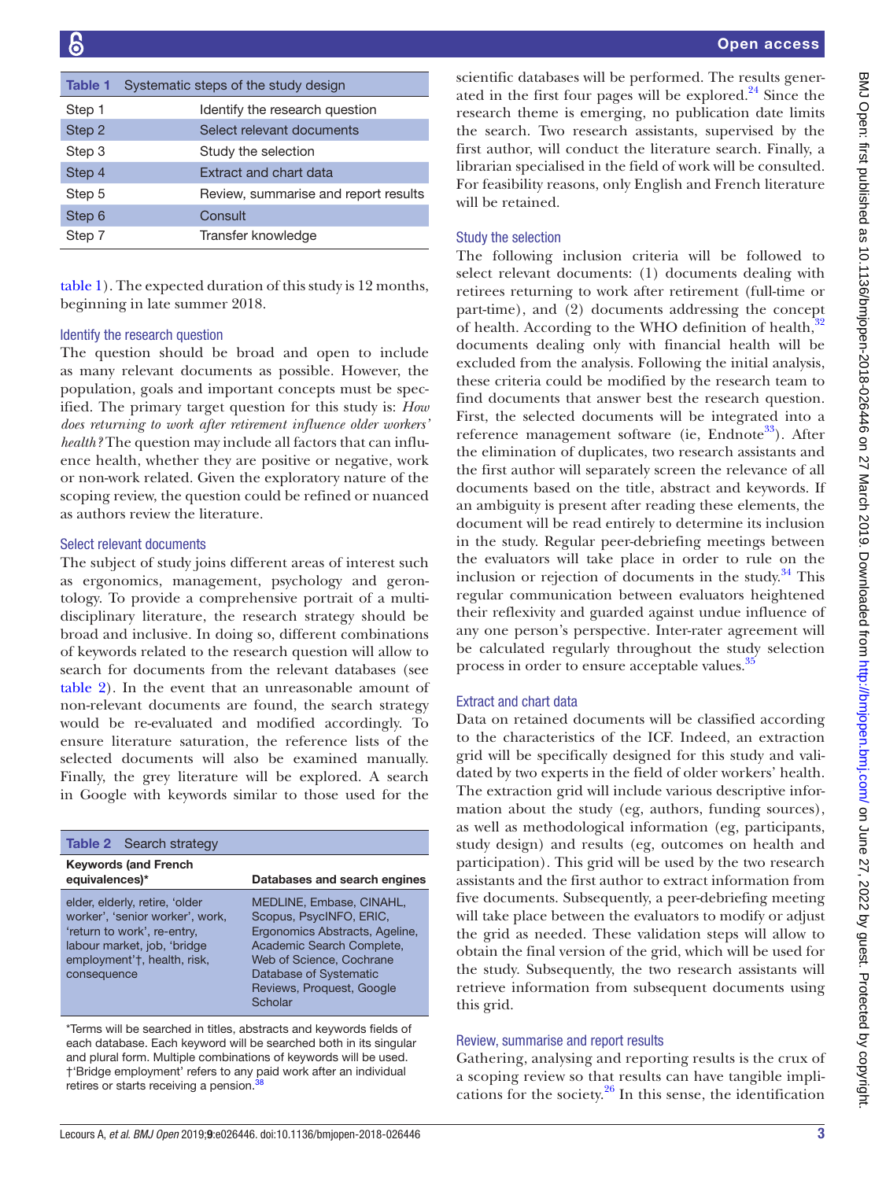**Table 1** Systematic steps of the study design

| | |
|---|---|
| Step 1 | Identify the research question |
| Step 2 | Select relevant documents |
| Step 3 | Study the selection |
| Step 4 | Extract and chart data |
| Step 5 | Review, summarise and report results |
| Step 6 | Consult |
| Step 7 | Transfer knowledge |

table 1). The expected duration of this study is 12 months, beginning in late summer 2018.

### Identify the research question

The question should be broad and open to include as many relevant documents as possible. However, the population, goals and important concepts must be specified. The primary target question for this study is: *How does returning to work after retirement influence older workers' health?* The question may include all factors that can influence health, whether they are positive or negative, work or non-work related. Given the exploratory nature of the scoping review, the question could be refined or nuanced as authors review the literature.

### Select relevant documents

The subject of study joins different areas of interest such as ergonomics, management, psychology and gerontology. To provide a comprehensive portrait of a multidisciplinary literature, the research strategy should be broad and inclusive. In doing so, different combinations of keywords related to the research question will allow to search for documents from the relevant databases (see table 2). In the event that an unreasonable amount of non-relevant documents are found, the search strategy would be re-evaluated and modified accordingly. To ensure literature saturation, the reference lists of the selected documents will also be examined manually. Finally, the grey literature will be explored. A search in Google with keywords similar to those used for the scientific databases will be performed. The results generated in the first four pages will be explored.[24] Since the research theme is emerging, no publication date limits the search. Two research assistants, supervised by the first author, will conduct the literature search. Finally, a librarian specialised in the field of work will be consulted. For feasibility reasons, only English and French literature will be retained.

**Table 2** Search strategy

| Keywords (and French equivalences)* | Databases and search engines |
|---|---|
| elder, elderly, retire, 'older worker', 'senior worker', work, 'return to work', re-entry, labour market, job, 'bridge employment'†, health, risk, consequence | MEDLINE, Embase, CINAHL, Scopus, PsycINFO, ERIC, Ergonomics Abstracts, Ageline, Academic Search Complete, Web of Science, Cochrane Database of Systematic Reviews, Proquest, Google Scholar |

*Terms will be searched in titles, abstracts and keywords fields of each database. Each keyword will be searched both in its singular and plural form. Multiple combinations of keywords will be used.
†'Bridge employment' refers to any paid work after an individual retires or starts receiving a pension.[38]

### Study the selection

The following inclusion criteria will be followed to select relevant documents: (1) documents dealing with retirees returning to work after retirement (full-time or part-time), and (2) documents addressing the concept of health. According to the WHO definition of health,[32] documents dealing only with financial health will be excluded from the analysis. Following the initial analysis, these criteria could be modified by the research team to find documents that answer best the research question. First, the selected documents will be integrated into a reference management software (ie, Endnote[33]). After the elimination of duplicates, two research assistants and the first author will separately screen the relevance of all documents based on the title, abstract and keywords. If an ambiguity is present after reading these elements, the document will be read entirely to determine its inclusion in the study. Regular peer-debriefing meetings between the evaluators will take place in order to rule on the inclusion or rejection of documents in the study.[34] This regular communication between evaluators heightened their reflexivity and guarded against undue influence of any one person's perspective. Inter-rater agreement will be calculated regularly throughout the study selection process in order to ensure acceptable values.[35]

### Extract and chart data

Data on retained documents will be classified according to the characteristics of the ICF. Indeed, an extraction grid will be specifically designed for this study and validated by two experts in the field of older workers' health. The extraction grid will include various descriptive information about the study (eg, authors, funding sources), as well as methodological information (eg, participants, study design) and results (eg, outcomes on health and participation). This grid will be used by the two research assistants and the first author to extract information from five documents. Subsequently, a peer-debriefing meeting will take place between the evaluators to modify or adjust the grid as needed. These validation steps will allow to obtain the final version of the grid, which will be used for the study. Subsequently, the two research assistants will retrieve information from subsequent documents using this grid.

### Review, summarise and report results

Gathering, analysing and reporting results is the crux of a scoping review so that results can have tangible implications for the society.[26] In this sense, the identification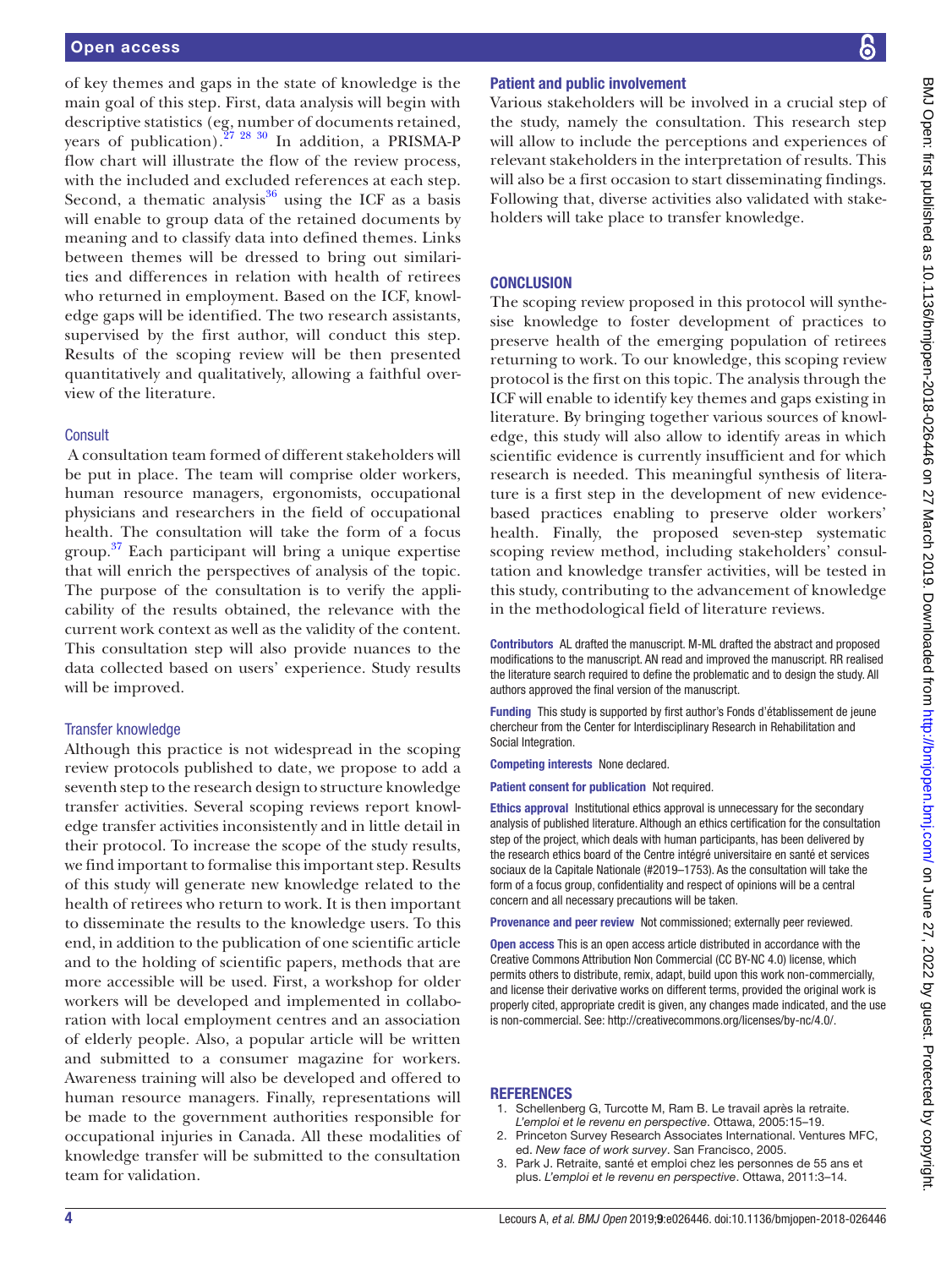of key themes and gaps in the state of knowledge is the main goal of this step. First, data analysis will begin with descriptive statistics (eg, number of documents retained, years of publication).[27 28 30] In addition, a PRISMA-P flow chart will illustrate the flow of the review process, with the included and excluded references at each step. Second, a thematic analysis[36] using the ICF as a basis will enable to group data of the retained documents by meaning and to classify data into defined themes. Links between themes will be dressed to bring out similarities and differences in relation with health of retirees who returned in employment. Based on the ICF, knowledge gaps will be identified. The two research assistants, supervised by the first author, will conduct this step. Results of the scoping review will be then presented quantitatively and qualitatively, allowing a faithful overview of the literature.

### Consult

A consultation team formed of different stakeholders will be put in place. The team will comprise older workers, human resource managers, ergonomists, occupational physicians and researchers in the field of occupational health. The consultation will take the form of a focus group.[37] Each participant will bring a unique expertise that will enrich the perspectives of analysis of the topic. The purpose of the consultation is to verify the applicability of the results obtained, the relevance with the current work context as well as the validity of the content. This consultation step will also provide nuances to the data collected based on users' experience. Study results will be improved.

### Transfer knowledge

Although this practice is not widespread in the scoping review protocols published to date, we propose to add a seventh step to the research design to structure knowledge transfer activities. Several scoping reviews report knowledge transfer activities inconsistently and in little detail in their protocol. To increase the scope of the study results, we find important to formalise this important step. Results of this study will generate new knowledge related to the health of retirees who return to work. It is then important to disseminate the results to the knowledge users. To this end, in addition to the publication of one scientific article and to the holding of scientific papers, methods that are more accessible will be used. First, a workshop for older workers will be developed and implemented in collaboration with local employment centres and an association of elderly people. Also, a popular article will be written and submitted to a consumer magazine for workers. Awareness training will also be developed and offered to human resource managers. Finally, representations will be made to the government authorities responsible for occupational injuries in Canada. All these modalities of knowledge transfer will be submitted to the consultation team for validation.

## Patient and public involvement

Various stakeholders will be involved in a crucial step of the study, namely the consultation. This research step will allow to include the perceptions and experiences of relevant stakeholders in the interpretation of results. This will also be a first occasion to start disseminating findings. Following that, diverse activities also validated with stakeholders will take place to transfer knowledge.

## CONCLUSION

The scoping review proposed in this protocol will synthesise knowledge to foster development of practices to preserve health of the emerging population of retirees returning to work. To our knowledge, this scoping review protocol is the first on this topic. The analysis through the ICF will enable to identify key themes and gaps existing in literature. By bringing together various sources of knowledge, this study will also allow to identify areas in which scientific evidence is currently insufficient and for which research is needed. This meaningful synthesis of literature is a first step in the development of new evidence-based practices enabling to preserve older workers' health. Finally, the proposed seven-step systematic scoping review method, including stakeholders' consultation and knowledge transfer activities, will be tested in this study, contributing to the advancement of knowledge in the methodological field of literature reviews.

**Contributors** AL drafted the manuscript. M-ML drafted the abstract and proposed modifications to the manuscript. AN read and improved the manuscript. RR realised the literature search required to define the problematic and to design the study. All authors approved the final version of the manuscript.

**Funding** This study is supported by first author's Fonds d'établissement de jeune chercheur from the Center for Interdisciplinary Research in Rehabilitation and Social Integration.

**Competing interests** None declared.

**Patient consent for publication** Not required.

**Ethics approval** Institutional ethics approval is unnecessary for the secondary analysis of published literature. Although an ethics certification for the consultation step of the project, which deals with human participants, has been delivered by the research ethics board of the Centre intégré universitaire en santé et services sociaux de la Capitale Nationale (#2019–1753). As the consultation will take the form of a focus group, confidentiality and respect of opinions will be a central concern and all necessary precautions will be taken.

**Provenance and peer review** Not commissioned; externally peer reviewed.

**Open access** This is an open access article distributed in accordance with the Creative Commons Attribution Non Commercial (CC BY-NC 4.0) license, which permits others to distribute, remix, adapt, build upon this work non-commercially, and license their derivative works on different terms, provided the original work is properly cited, appropriate credit is given, any changes made indicated, and the use is non-commercial. See: http://creativecommons.org/licenses/by-nc/4.0/.

## REFERENCES

1. Schellenberg G, Turcotte M, Ram B. Le travail après la retraite. *L'emploi et le revenu en perspective*. Ottawa, 2005:15–19.
2. Princeton Survey Research Associates International. Ventures MFC, ed. *New face of work survey*. San Francisco, 2005.
3. Park J. Retraite, santé et emploi chez les personnes de 55 ans et plus. *L'emploi et le revenu en perspective*. Ottawa, 2011:3–14.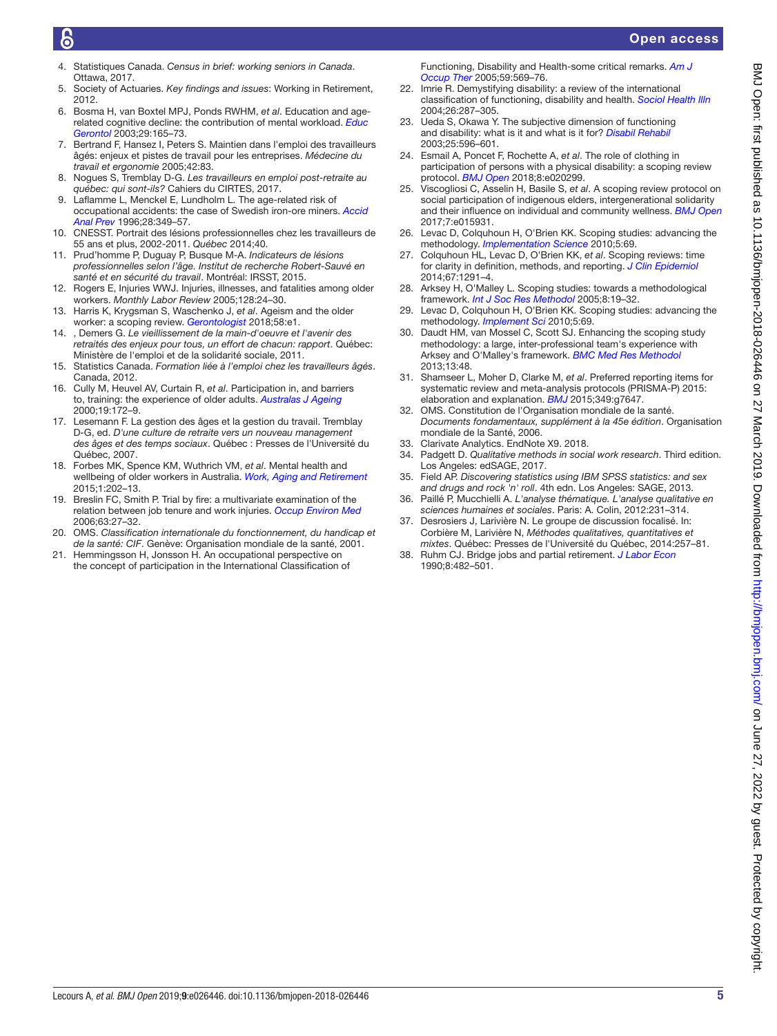4. Statistiques Canada. *Census in brief: working seniors in Canada*. Ottawa, 2017.
5. Society of Actuaries. *Key findings and issues*: Working in Retirement, 2012.
6. Bosma H, van Boxtel MPJ, Ponds RWHM, *et al*. Education and age-related cognitive decline: the contribution of mental workload. *Educ Gerontol* 2003;29:165–73.
7. Bertrand F, Hansez I, Peters S. Maintien dans l'emploi des travailleurs âgés: enjeux et pistes de travail pour les entreprises. *Médecine du travail et ergonomie* 2005;42:83.
8. Nogues S, Tremblay D-G. *Les travailleurs en emploi post-retraite au québec: qui sont-ils?* Cahiers du CIRTES, 2017.
9. Laflamme L, Menckel E, Lundholm L. The age-related risk of occupational accidents: the case of Swedish iron-ore miners. *Accid Anal Prev* 1996;28:349–57.
10. CNESST. Portrait des lésions professionnelles chez les travailleurs de 55 ans et plus, 2002-2011. *Québec* 2014;40.
11. Prud'homme P, Duguay P, Busque M-A. *Indicateurs de lésions professionnelles selon l'âge. Institut de recherche Robert-Sauvé en santé et en sécurité du travail*. Montréal: IRSST, 2015.
12. Rogers E, Injuries WWJ. Injuries, illnesses, and fatalities among older workers. *Monthly Labor Review* 2005;128:24–30.
13. Harris K, Krygsman S, Waschenko J, *et al*. Ageism and the older worker: a scoping review. *Gerontologist* 2018;58:e1.
14. , Demers G. *Le vieillissement de la main-d'oeuvre et l'avenir des retraités des enjeux pour tous, un effort de chacun: rapport*. Québec: Ministère de l'emploi et de la solidarité sociale, 2011.
15. Statistics Canada. *Formation liée à l'emploi chez les travailleurs âgés*. Canada, 2012.
16. Cully M, Heuvel AV, Curtain R, *et al*. Participation in, and barriers to, training: the experience of older adults. *Australas J Ageing* 2000;19:172–9.
17. Lesemann F. La gestion des âges et la gestion du travail. Tremblay D-G, ed. *D'une culture de retraite vers un nouveau management des âges et des temps sociaux*. Québec : Presses de l'Université du Québec, 2007.
18. Forbes MK, Spence KM, Wuthrich VM, *et al*. Mental health and wellbeing of older workers in Australia. *Work, Aging and Retirement* 2015;1:202–13.
19. Breslin FC, Smith P. Trial by fire: a multivariate examination of the relation between job tenure and work injuries. *Occup Environ Med* 2006;63:27–32.
20. OMS. *Classification internationale du fonctionnement, du handicap et de la santé: CIF*. Genève: Organisation mondiale de la santé, 2001.
21. Hemmingsson H, Jonsson H. An occupational perspective on the concept of participation in the International Classification of Functioning, Disability and Health-some critical remarks. *Am J Occup Ther* 2005;59:569–76.
22. Imrie R. Demystifying disability: a review of the international classification of functioning, disability and health. *Sociol Health Illn* 2004;26:287–305.
23. Ueda S, Okawa Y. The subjective dimension of functioning and disability: what is it and what is it for? *Disabil Rehabil* 2003;25:596–601.
24. Esmail A, Poncet F, Rochette A, *et al*. The role of clothing in participation of persons with a physical disability: a scoping review protocol. *BMJ Open* 2018;8:e020299.
25. Viscogliosi C, Asselin H, Basile S, *et al*. A scoping review protocol on social participation of indigenous elders, intergenerational solidarity and their influence on individual and community wellness. *BMJ Open* 2017;7:e015931.
26. Levac D, Colquhoun H, O'Brien KK. Scoping studies: advancing the methodology. *Implementation Science* 2010;5:69.
27. Colquhoun HL, Levac D, O'Brien KK, *et al*. Scoping reviews: time for clarity in definition, methods, and reporting. *J Clin Epidemiol* 2014;67:1291–4.
28. Arksey H, O'Malley L. Scoping studies: towards a methodological framework. *Int J Soc Res Methodol* 2005;8:19–32.
29. Levac D, Colquhoun H, O'Brien KK. Scoping studies: advancing the methodology. *Implement Sci* 2010;5:69.
30. Daudt HM, van Mossel C, Scott SJ. Enhancing the scoping study methodology: a large, inter-professional team's experience with Arksey and O'Malley's framework. *BMC Med Res Methodol* 2013;13:48.
31. Shamseer L, Moher D, Clarke M, *et al*. Preferred reporting items for systematic review and meta-analysis protocols (PRISMA-P) 2015: elaboration and explanation. *BMJ* 2015;349:g7647.
32. OMS. Constitution de l'Organisation mondiale de la santé. *Documents fondamentaux, supplément à la 45e édition*. Organisation mondiale de la Santé, 2006.
33. Clarivate Analytics. EndNote X9. 2018.
34. Padgett D. *Qualitative methods in social work research*. Third edition. Los Angeles: edSAGE, 2017.
35. Field AP. *Discovering statistics using IBM SPSS statistics: and sex and drugs and rock 'n' roll*. 4th edn. Los Angeles: SAGE, 2013.
36. Paillé P, Mucchielli A. *L'analyse thématique. L'analyse qualitative en sciences humaines et sociales*. Paris: A. Colin, 2012:231–314.
37. Desrosiers J, Larivière N. Le groupe de discussion focalisé. In: Corbière M, Larivière N, *Méthodes qualitatives, quantitatives et mixtes*. Québec: Presses de l'Université du Québec, 2014:257–81.
38. Ruhm CJ. Bridge jobs and partial retirement. *J Labor Econ* 1990;8:482–501.